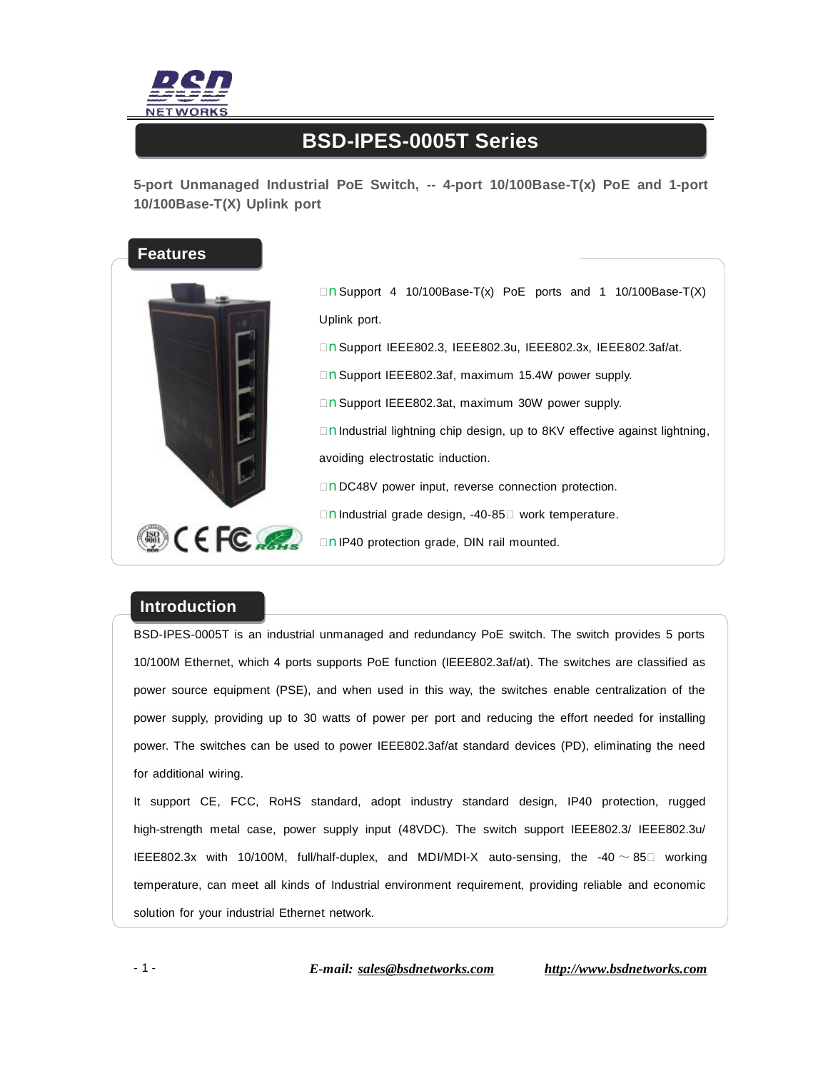# BSD-IPES-0005T Series

**5-port Unmanaged Industrial PoE Switch, -- 4-port 10/100Base-T(x) PoE and 1-port 10/100Base-T(X) Uplink port**

## Features

- Support 4 10/100Base-T(x) PoE ports and 1 10/100Base-T(X) Uplink port.
- Support IEEE802.3, IEEE802.3u, IEEE802.3x, IEEE802.3af/at.
- Support IEEE802.3af, maximum 15.4W power supply.
- Support IEEE802.3at, maximum 30W power supply.
- Industrial lightning chip design, up to 8KV effective against lightning, avoiding electrostatic induction.
- DC48V power input, reverse connection protection.
- Industrial grade design, -40-85℃ work temperature.
- IP40 protection grade, DIN rail mounted.

## Introduction

BSD-IPES-0005T is an industrial unmanaged and redundancy PoE switch. The switch provides 5 ports 10/100M Ethernet, which 4 ports supports PoE function (IEEE802.3af/at). The switches are classified as power source equipment (PSE), and when used in this way, the switches enable centralization of the power supply, providing up to 30 watts of power per port and reducing the effort needed for installing power. The switches can be used to power IEEE802.3af/at standard devices (PD), eliminating the need for additional wiring.

It support CE, FCC, RoHS standard, adopt industry standard design, IP40 protection, rugged high-strength metal case, power supply input (48VDC). The switch support IEEE802.3/ IEEE802.3u/ IEEE802.3x with 10/100M, full/half-duplex, and MDI/MDI-X auto-sensing, the -40～85℃ working temperature, can meet all kinds of Industrial environment requirement, providing reliable and economic solution for your industrial Ethernet network.

*E-mail:* *sales@bsdnetworks.com* *http://www.bsdnetworks.com*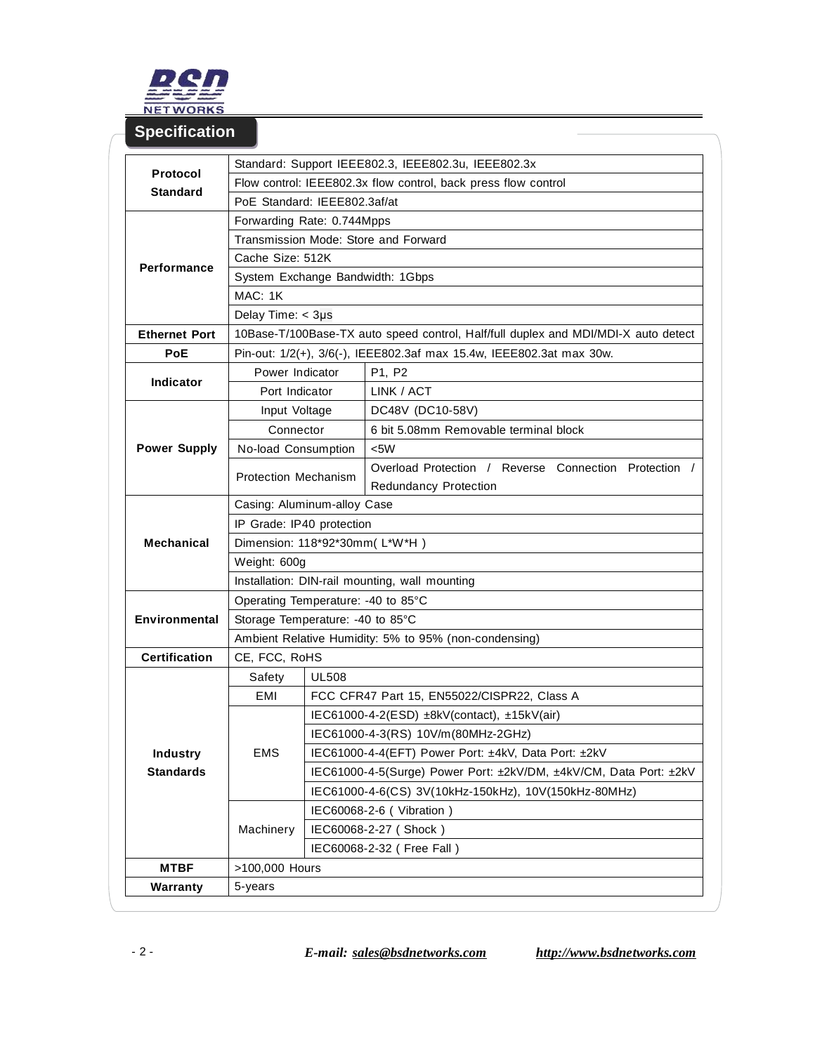## Specification

| | | |
|---|---|---|
| **Protocol Standard** | Standard: Support IEEE802.3, IEEE802.3u, IEEE802.3x | |
| | Flow control: IEEE802.3x flow control, back press flow control | |
| | PoE Standard: IEEE802.3af/at | |
| **Performance** | Forwarding Rate: 0.744Mpps | |
| | Transmission Mode: Store and Forward | |
| | Cache Size: 512K | |
| | System Exchange Bandwidth: 1Gbps | |
| | MAC: 1K | |
| | Delay Time: < 3μs | |
| **Ethernet Port** | 10Base-T/100Base-TX auto speed control, Half/full duplex and MDI/MDI-X auto detect | |
| **PoE** | Pin-out: 1/2(+), 3/6(-), IEEE802.3af max 15.4w, IEEE802.3at max 30w. | |
| **Indicator** | Power Indicator | P1, P2 |
| | Port Indicator | LINK / ACT |
| **Power Supply** | Input Voltage | DC48V (DC10-58V) |
| | Connector | 6 bit 5.08mm Removable terminal block |
| | No-load Consumption | <5W |
| | Protection Mechanism | Overload Protection / Reverse Connection Protection / Redundancy Protection |
| **Mechanical** | Casing: Aluminum-alloy Case | |
| | IP Grade: IP40 protection | |
| | Dimension: 118*92*30mm( L*W*H ) | |
| | Weight: 600g | |
| | Installation: DIN-rail mounting, wall mounting | |
| **Environmental** | Operating Temperature: -40 to 85°C | |
| | Storage Temperature: -40 to 85°C | |
| | Ambient Relative Humidity: 5% to 95% (non-condensing) | |
| **Certification** | CE, FCC, RoHS | |
| **Industry Standards** | Safety | UL508 |
| | EMI | FCC CFR47 Part 15, EN55022/CISPR22, Class A |
| | EMS | IEC61000-4-2(ESD) ±8kV(contact), ±15kV(air) |
| | | IEC61000-4-3(RS) 10V/m(80MHz-2GHz) |
| | | IEC61000-4-4(EFT) Power Port: ±4kV, Data Port: ±2kV |
| | | IEC61000-4-5(Surge) Power Port: ±2kV/DM, ±4kV/CM, Data Port: ±2kV |
| | | IEC61000-4-6(CS) 3V(10kHz-150kHz), 10V(150kHz-80MHz) |
| | Machinery | IEC60068-2-6 ( Vibration ) |
| | | IEC60068-2-27 ( Shock ) |
| | | IEC60068-2-32 ( Free Fall ) |
| **MTBF** | >100,000 Hours | |
| **Warranty** | 5-years | |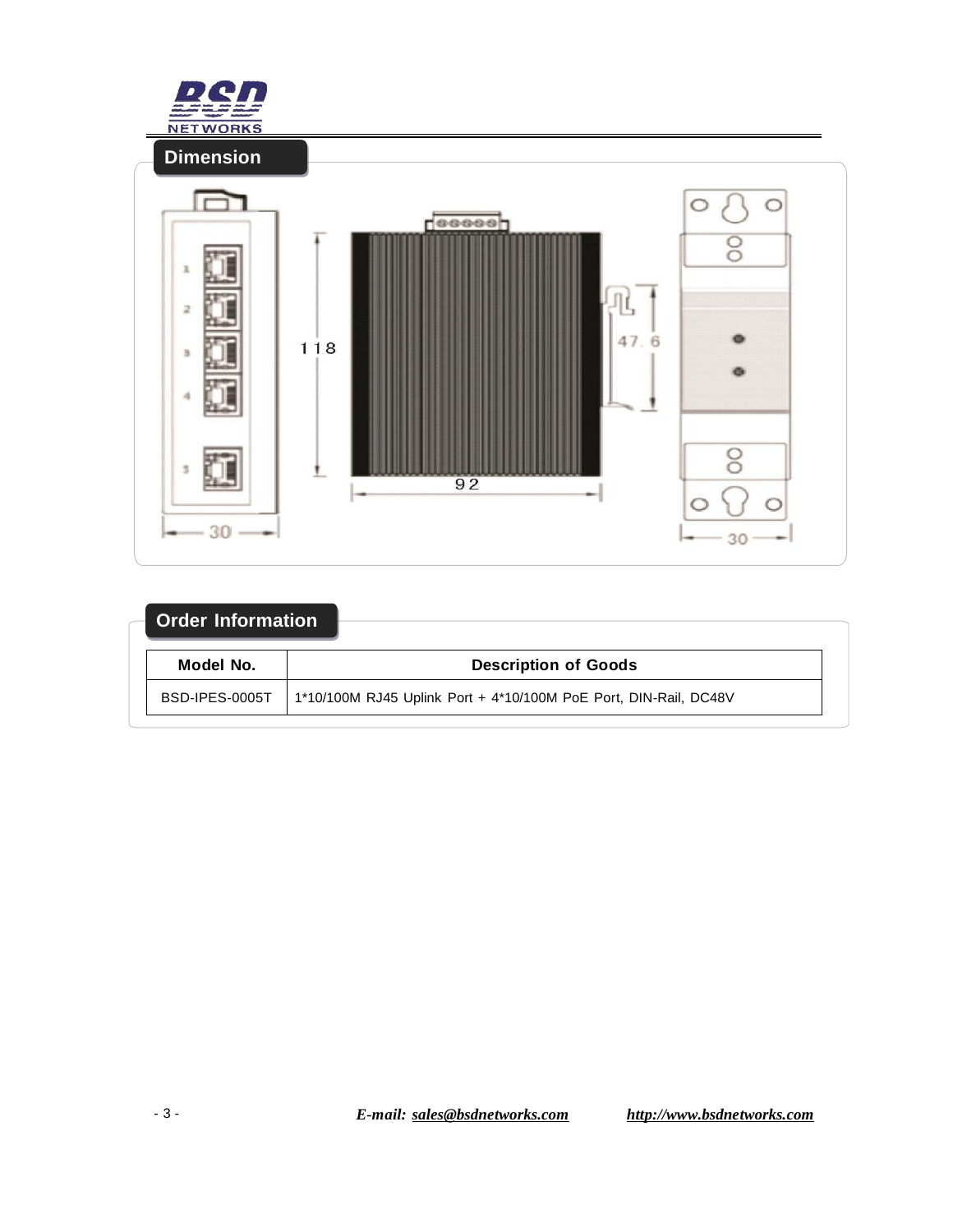## Dimension

118

47.6

92

30

30

## Order Information

| Model No. | Description of Goods |
| --- | --- |
| BSD-IPES-0005T | 1*10/100M RJ45 Uplink Port + 4*10/100M PoE Port, DIN-Rail, DC48V |

*E-mail: sales@bsdnetworks.com* *http://www.bsdnetworks.com*